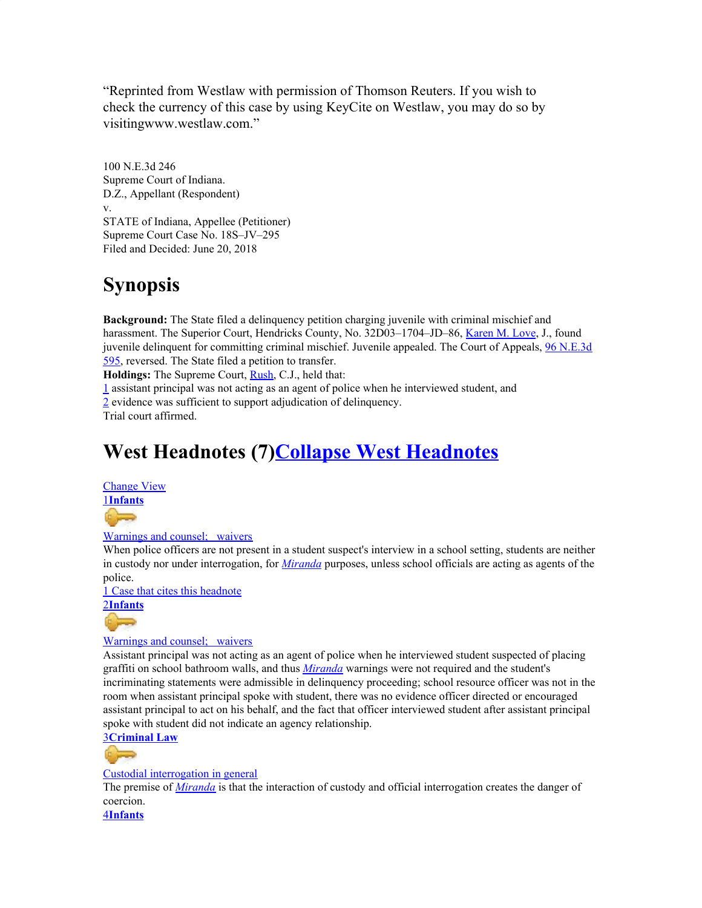"Reprinted from Westlaw with permission of Thomson Reuters. If you wish to check the currency of this case by using KeyCite on Westlaw, you may do so by visitingwww.westlaw.com."

100 N.E.3d 246
Supreme Court of Indiana.
D.Z., Appellant (Respondent)
v.
STATE of Indiana, Appellee (Petitioner)
Supreme Court Case No. 18S–JV–295
Filed and Decided: June 20, 2018

# Synopsis

**Background:** The State filed a delinquency petition charging juvenile with criminal mischief and harassment. The Superior Court, Hendricks County, No. 32D03–1704–JD–86, Karen M. Love, J., found juvenile delinquent for committing criminal mischief. Juvenile appealed. The Court of Appeals, 96 N.E.3d 595, reversed. The State filed a petition to transfer.

**Holdings:** The Supreme Court, Rush, C.J., held that:

1 assistant principal was not acting as an agent of police when he interviewed student, and

2 evidence was sufficient to support adjudication of delinquency.

Trial court affirmed.

# West Headnotes (7)Collapse West Headnotes

Change View

1**Infants**

Warnings and counsel; waivers

When police officers are not present in a student suspect's interview in a school setting, students are neither in custody nor under interrogation, for *Miranda* purposes, unless school officials are acting as agents of the police.

1 Case that cites this headnote

2**Infants**

Warnings and counsel; waivers

Assistant principal was not acting as an agent of police when he interviewed student suspected of placing graffiti on school bathroom walls, and thus *Miranda* warnings were not required and the student's incriminating statements were admissible in delinquency proceeding; school resource officer was not in the room when assistant principal spoke with student, there was no evidence officer directed or encouraged assistant principal to act on his behalf, and the fact that officer interviewed student after assistant principal spoke with student did not indicate an agency relationship.

3**Criminal Law**

Custodial interrogation in general

The premise of *Miranda* is that the interaction of custody and official interrogation creates the danger of coercion.

4**Infants**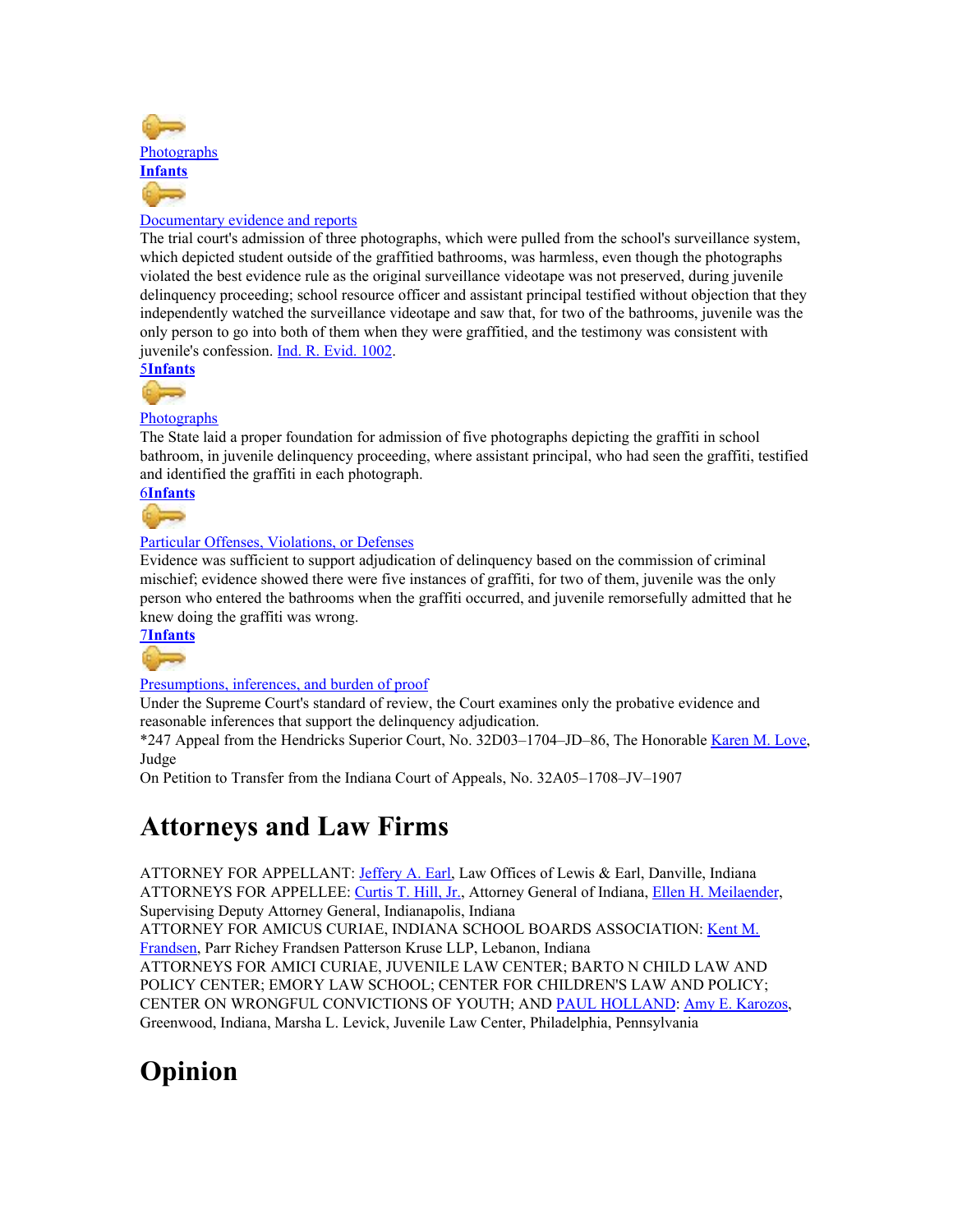Photographs
**Infants**

Documentary evidence and reports
The trial court's admission of three photographs, which were pulled from the school's surveillance system, which depicted student outside of the graffitied bathrooms, was harmless, even though the photographs violated the best evidence rule as the original surveillance videotape was not preserved, during juvenile delinquency proceeding; school resource officer and assistant principal testified without objection that they independently watched the surveillance videotape and saw that, for two of the bathrooms, juvenile was the only person to go into both of them when they were graffitied, and the testimony was consistent with juvenile's confession. Ind. R. Evid. 1002.

5**Infants**

Photographs
The State laid a proper foundation for admission of five photographs depicting the graffiti in school bathroom, in juvenile delinquency proceeding, where assistant principal, who had seen the graffiti, testified and identified the graffiti in each photograph.

6**Infants**

Particular Offenses, Violations, or Defenses
Evidence was sufficient to support adjudication of delinquency based on the commission of criminal mischief; evidence showed there were five instances of graffiti, for two of them, juvenile was the only person who entered the bathrooms when the graffiti occurred, and juvenile remorsefully admitted that he knew doing the graffiti was wrong.

7**Infants**

Presumptions, inferences, and burden of proof
Under the Supreme Court's standard of review, the Court examines only the probative evidence and reasonable inferences that support the delinquency adjudication.

*247 Appeal from the Hendricks Superior Court, No. 32D03–1704–JD–86, The Honorable Karen M. Love, Judge

On Petition to Transfer from the Indiana Court of Appeals, No. 32A05–1708–JV–1907

# Attorneys and Law Firms

ATTORNEY FOR APPELLANT: Jeffery A. Earl, Law Offices of Lewis & Earl, Danville, Indiana

ATTORNEYS FOR APPELLEE: Curtis T. Hill, Jr., Attorney General of Indiana, Ellen H. Meilaender, Supervising Deputy Attorney General, Indianapolis, Indiana

ATTORNEY FOR AMICUS CURIAE, INDIANA SCHOOL BOARDS ASSOCIATION: Kent M. Frandsen, Parr Richey Frandsen Patterson Kruse LLP, Lebanon, Indiana

ATTORNEYS FOR AMICI CURIAE, JUVENILE LAW CENTER; BARTO N CHILD LAW AND POLICY CENTER; EMORY LAW SCHOOL; CENTER FOR CHILDREN'S LAW AND POLICY; CENTER ON WRONGFUL CONVICTIONS OF YOUTH; AND PAUL HOLLAND: Amy E. Karozos, Greenwood, Indiana, Marsha L. Levick, Juvenile Law Center, Philadelphia, Pennsylvania

# Opinion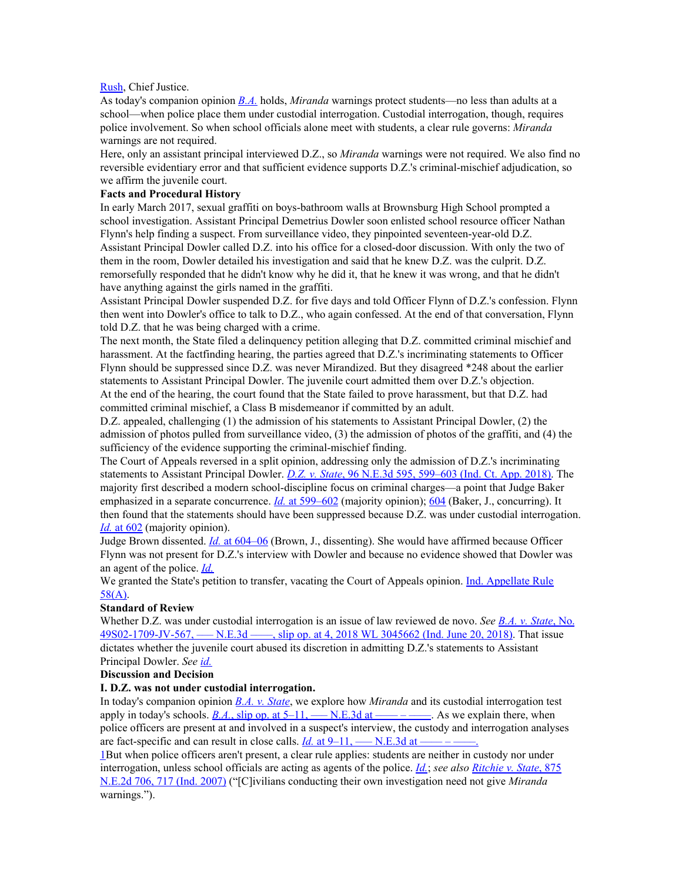Rush, Chief Justice.

As today's companion opinion *B.A.* holds, *Miranda* warnings protect students—no less than adults at a school—when police place them under custodial interrogation. Custodial interrogation, though, requires police involvement. So when school officials alone meet with students, a clear rule governs: *Miranda* warnings are not required.

Here, only an assistant principal interviewed D.Z., so *Miranda* warnings were not required. We also find no reversible evidentiary error and that sufficient evidence supports D.Z.'s criminal-mischief adjudication, so we affirm the juvenile court.

**Facts and Procedural History**

In early March 2017, sexual graffiti on boys-bathroom walls at Brownsburg High School prompted a school investigation. Assistant Principal Demetrius Dowler soon enlisted school resource officer Nathan Flynn's help finding a suspect. From surveillance video, they pinpointed seventeen-year-old D.Z. Assistant Principal Dowler called D.Z. into his office for a closed-door discussion. With only the two of them in the room, Dowler detailed his investigation and said that he knew D.Z. was the culprit. D.Z. remorsefully responded that he didn't know why he did it, that he knew it was wrong, and that he didn't have anything against the girls named in the graffiti.

Assistant Principal Dowler suspended D.Z. for five days and told Officer Flynn of D.Z.'s confession. Flynn then went into Dowler's office to talk to D.Z., who again confessed. At the end of that conversation, Flynn told D.Z. that he was being charged with a crime.

The next month, the State filed a delinquency petition alleging that D.Z. committed criminal mischief and harassment. At the factfinding hearing, the parties agreed that D.Z.'s incriminating statements to Officer Flynn should be suppressed since D.Z. was never Mirandized. But they disagreed *248 about the earlier statements to Assistant Principal Dowler. The juvenile court admitted them over D.Z.'s objection.

At the end of the hearing, the court found that the State failed to prove harassment, but that D.Z. had committed criminal mischief, a Class B misdemeanor if committed by an adult.

D.Z. appealed, challenging (1) the admission of his statements to Assistant Principal Dowler, (2) the admission of photos pulled from surveillance video, (3) the admission of photos of the graffiti, and (4) the sufficiency of the evidence supporting the criminal-mischief finding.

The Court of Appeals reversed in a split opinion, addressing only the admission of D.Z.'s incriminating statements to Assistant Principal Dowler. *D.Z. v. State*, 96 N.E.3d 595, 599–603 (Ind. Ct. App. 2018). The majority first described a modern school-discipline focus on criminal charges—a point that Judge Baker emphasized in a separate concurrence. *Id.* at 599–602 (majority opinion); 604 (Baker, J., concurring). It then found that the statements should have been suppressed because D.Z. was under custodial interrogation. *Id.* at 602 (majority opinion).

Judge Brown dissented. *Id.* at 604–06 (Brown, J., dissenting). She would have affirmed because Officer Flynn was not present for D.Z.'s interview with Dowler and because no evidence showed that Dowler was an agent of the police. *Id.*

We granted the State's petition to transfer, vacating the Court of Appeals opinion. Ind. Appellate Rule 58(A).

**Standard of Review**

Whether D.Z. was under custodial interrogation is an issue of law reviewed de novo. *See B.A. v. State*, No. 49S02-1709-JV-567, ––– N.E.3d ––––, slip op. at 4, 2018 WL 3045662 (Ind. June 20, 2018). That issue dictates whether the juvenile court abused its discretion in admitting D.Z.'s statements to Assistant Principal Dowler. *See id.*

**Discussion and Decision**

**I. D.Z. was not under custodial interrogation.**

In today's companion opinion *B.A. v. State*, we explore how *Miranda* and its custodial interrogation test apply in today's schools. *B.A.*, slip op. at 5–11, ––– N.E.3d at –––– – ––––. As we explain there, when police officers are present at and involved in a suspect's interview, the custody and interrogation analyses are fact-specific and can result in close calls. *Id.* at 9–11, ––– N.E.3d at –––– – ––––.

[1] But when police officers aren't present, a clear rule applies: students are neither in custody nor under interrogation, unless school officials are acting as agents of the police. *Id.*; *see also Ritchie v. State*, 875 N.E.2d 706, 717 (Ind. 2007) ("[C]ivilians conducting their own investigation need not give *Miranda* warnings.").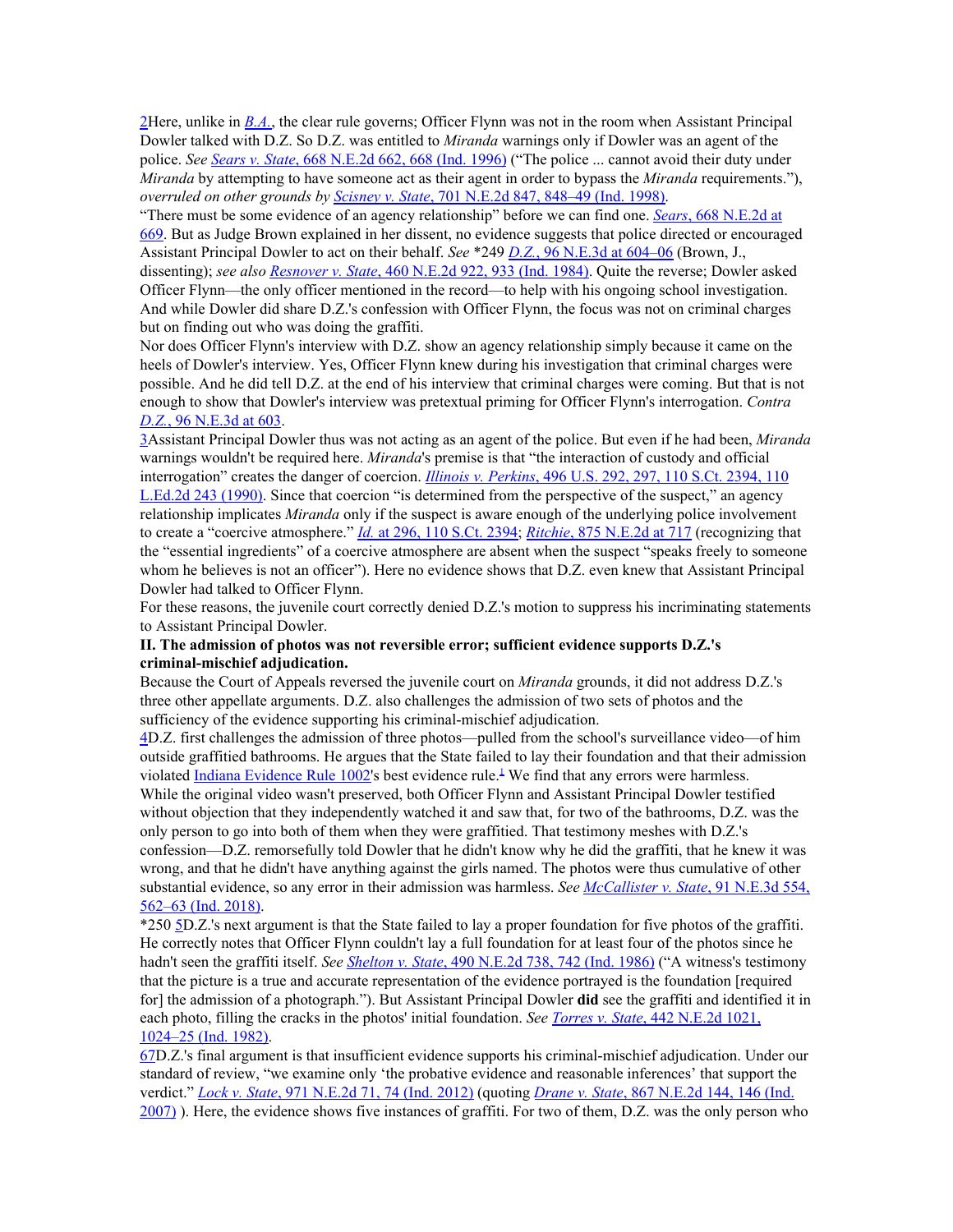2Here, unlike in *B.A.*, the clear rule governs; Officer Flynn was not in the room when Assistant Principal Dowler talked with D.Z. So D.Z. was entitled to *Miranda* warnings only if Dowler was an agent of the police. *See Sears v. State*, 668 N.E.2d 662, 668 (Ind. 1996) ("The police ... cannot avoid their duty under *Miranda* by attempting to have someone act as their agent in order to bypass the *Miranda* requirements."), *overruled on other grounds by Scisney v. State*, 701 N.E.2d 847, 848–49 (Ind. 1998).

"There must be some evidence of an agency relationship" before we can find one. *Sears*, 668 N.E.2d at 669. But as Judge Brown explained in her dissent, no evidence suggests that police directed or encouraged Assistant Principal Dowler to act on their behalf. *See* *249 *D.Z.*, 96 N.E.3d at 604–06 (Brown, J., dissenting); *see also Resnover v. State*, 460 N.E.2d 922, 933 (Ind. 1984). Quite the reverse; Dowler asked Officer Flynn—the only officer mentioned in the record—to help with his ongoing school investigation. And while Dowler did share D.Z.'s confession with Officer Flynn, the focus was not on criminal charges but on finding out who was doing the graffiti.

Nor does Officer Flynn's interview with D.Z. show an agency relationship simply because it came on the heels of Dowler's interview. Yes, Officer Flynn knew during his investigation that criminal charges were possible. And he did tell D.Z. at the end of his interview that criminal charges were coming. But that is not enough to show that Dowler's interview was pretextual priming for Officer Flynn's interrogation. *Contra D.Z.*, 96 N.E.3d at 603.

3Assistant Principal Dowler thus was not acting as an agent of the police. But even if he had been, *Miranda* warnings wouldn't be required here. *Miranda*'s premise is that "the interaction of custody and official interrogation" creates the danger of coercion. *Illinois v. Perkins*, 496 U.S. 292, 297, 110 S.Ct. 2394, 110 L.Ed.2d 243 (1990). Since that coercion "is determined from the perspective of the suspect," an agency relationship implicates *Miranda* only if the suspect is aware enough of the underlying police involvement to create a "coercive atmosphere." *Id.* at 296, 110 S.Ct. 2394; *Ritchie*, 875 N.E.2d at 717 (recognizing that the "essential ingredients" of a coercive atmosphere are absent when the suspect "speaks freely to someone whom he believes is not an officer"). Here no evidence shows that D.Z. even knew that Assistant Principal Dowler had talked to Officer Flynn.

For these reasons, the juvenile court correctly denied D.Z.'s motion to suppress his incriminating statements to Assistant Principal Dowler.

**II. The admission of photos was not reversible error; sufficient evidence supports D.Z.'s criminal-mischief adjudication.**

Because the Court of Appeals reversed the juvenile court on *Miranda* grounds, it did not address D.Z.'s three other appellate arguments. D.Z. also challenges the admission of two sets of photos and the sufficiency of the evidence supporting his criminal-mischief adjudication.

4D.Z. first challenges the admission of three photos—pulled from the school's surveillance video—of him outside graffitied bathrooms. He argues that the State failed to lay their foundation and that their admission violated Indiana Evidence Rule 1002's best evidence rule.[1] We find that any errors were harmless.

While the original video wasn't preserved, both Officer Flynn and Assistant Principal Dowler testified without objection that they independently watched it and saw that, for two of the bathrooms, D.Z. was the only person to go into both of them when they were graffitied. That testimony meshes with D.Z.'s confession—D.Z. remorsefully told Dowler that he didn't know why he did the graffiti, that he knew it was wrong, and that he didn't have anything against the girls named. The photos were thus cumulative of other substantial evidence, so any error in their admission was harmless. *See McCallister v. State*, 91 N.E.3d 554, 562–63 (Ind. 2018).

*250 5D.Z.'s next argument is that the State failed to lay a proper foundation for five photos of the graffiti. He correctly notes that Officer Flynn couldn't lay a full foundation for at least four of the photos since he hadn't seen the graffiti itself. *See Shelton v. State*, 490 N.E.2d 738, 742 (Ind. 1986) ("A witness's testimony that the picture is a true and accurate representation of the evidence portrayed is the foundation [required for] the admission of a photograph."). But Assistant Principal Dowler **did** see the graffiti and identified it in each photo, filling the cracks in the photos' initial foundation. *See Torres v. State*, 442 N.E.2d 1021, 1024–25 (Ind. 1982).

67D.Z.'s final argument is that insufficient evidence supports his criminal-mischief adjudication. Under our standard of review, "we examine only 'the probative evidence and reasonable inferences' that support the verdict." *Lock v. State*, 971 N.E.2d 71, 74 (Ind. 2012) (quoting *Drane v. State*, 867 N.E.2d 144, 146 (Ind. 2007) ). Here, the evidence shows five instances of graffiti. For two of them, D.Z. was the only person who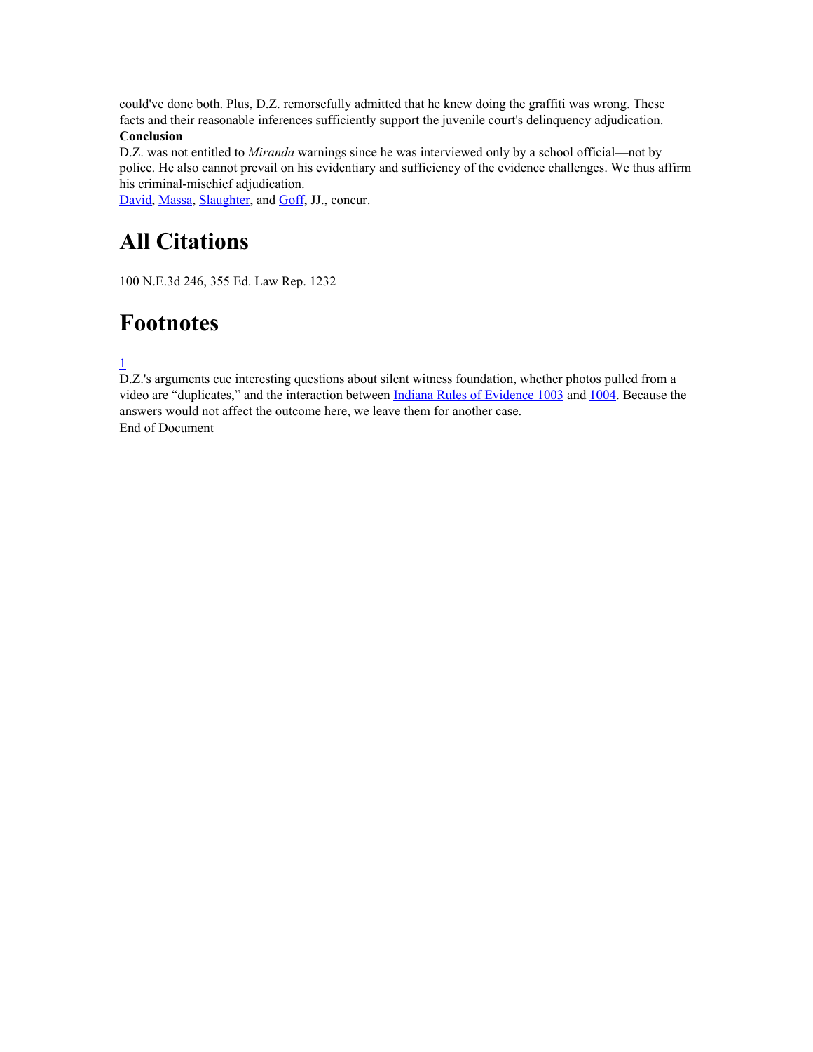could've done both. Plus, D.Z. remorsefully admitted that he knew doing the graffiti was wrong. These facts and their reasonable inferences sufficiently support the juvenile court's delinquency adjudication.

**Conclusion**

D.Z. was not entitled to *Miranda* warnings since he was interviewed only by a school official—not by police. He also cannot prevail on his evidentiary and sufficiency of the evidence challenges. We thus affirm his criminal-mischief adjudication.

David, Massa, Slaughter, and Goff, JJ., concur.

# All Citations

100 N.E.3d 246, 355 Ed. Law Rep. 1232

# Footnotes

1

D.Z.'s arguments cue interesting questions about silent witness foundation, whether photos pulled from a video are "duplicates," and the interaction between Indiana Rules of Evidence 1003 and 1004. Because the answers would not affect the outcome here, we leave them for another case.

End of Document